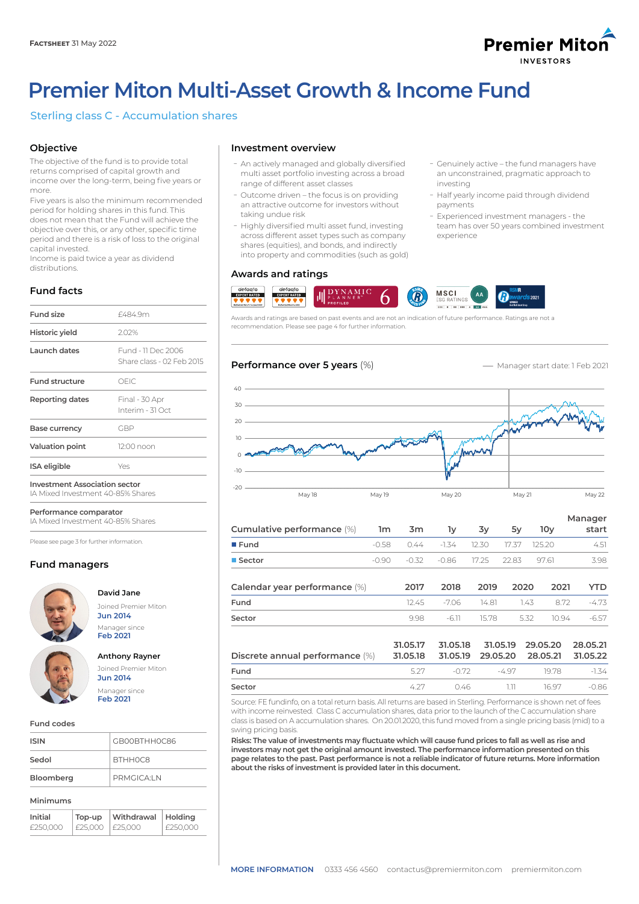**FACTSHEET** 31 May 2022

Premier Miton INVESTORS

# Premier Miton Multi-Asset Growth & Income Fund

## Sterling class C - Accumulation shares

### Objective

The objective of the fund is to provide total returns comprised of capital growth and income over the long-term, being five years or more.

Five years is also the minimum recommended period for holding shares in this fund. This does not mean that the Fund will achieve the objective over this, or any other, specific time period and there is a risk of loss to the original capital invested.

Income is paid twice a year as dividend distributions.

### Fund facts

| | |
|---|---|
| Fund size | £484.9m |
| Historic yield | 2.02% |
| Launch dates | Fund - 11 Dec 2006<br>Share class - 02 Feb 2015 |
| Fund structure | OEIC |
| Reporting dates | Final - 30 Apr<br>Interim - 31 Oct |
| Base currency | GBP |
| Valuation point | 12:00 noon |
| ISA eligible | Yes |
| Investment Association sector<br>IA Mixed Investment 40-85% Shares | |
| Performance comparator<br>IA Mixed Investment 40-85% Shares | |

Please see page 3 for further information.

### Fund managers

**David Jane**
Joined Premier Miton
Jun 2014
Manager since
Feb 2021

**Anthony Rayner**
Joined Premier Miton
Jun 2014
Manager since
Feb 2021

### Fund codes

| | |
|---|---|
| ISIN | GB00BTHH0C86 |
| Sedol | BTHH0C8 |
| Bloomberg | PRMGICA:LN |

### Minimums

| Initial | Top-up | Withdrawal | Holding |
|---|---|---|---|
| £250,000 | £25,000 | £25,000 | £250,000 |

### Investment overview

- An actively managed and globally diversified multi asset portfolio investing across a broad range of different asset classes
- Outcome driven – the focus is on providing an attractive outcome for investors without taking undue risk
- Highly diversified multi asset fund, investing across different asset types such as company shares (equities), and bonds, and indirectly into property and commodities (such as gold)
- Genuinely active – the fund managers have an unconstrained, pragmatic approach to investing
- Half yearly income paid through dividend payments
- Experienced investment managers - the team has over 50 years combined investment experience

### Awards and ratings

Awards and ratings are based on past events and are not an indication of future performance. Ratings are not a recommendation. Please see page 4 for further information.

### Performance over 5 years (%)

— Manager start date: 1 Feb 2021

| Cumulative performance (%) | 1m | 3m | 1y | 3y | 5y | 10y | Manager start |
|---|---|---|---|---|---|---|---|
| Fund | -0.58 | 0.44 | -1.34 | 12.30 | 17.37 | 125.20 | 4.51 |
| Sector | -0.90 | -0.32 | -0.86 | 17.25 | 22.83 | 97.61 | 3.98 |

| Calendar year performance (%) | 2017 | 2018 | 2019 | 2020 | 2021 | YTD |
|---|---|---|---|---|---|---|
| Fund | 12.45 | -7.06 | 14.81 | 1.43 | 8.72 | -4.73 |
| Sector | 9.98 | -6.11 | 15.78 | 5.32 | 10.94 | -6.57 |

| Discrete annual performance (%) | 31.05.17<br>31.05.18 | 31.05.18<br>31.05.19 | 31.05.19<br>29.05.20 | 29.05.20<br>28.05.21 | 28.05.21<br>31.05.22 |
|---|---|---|---|---|---|
| Fund | 5.27 | -0.72 | -4.97 | 19.78 | -1.34 |
| Sector | 4.27 | 0.46 | 1.11 | 16.97 | -0.86 |

Source: FE fundinfo, on a total return basis. All returns are based in Sterling. Performance is shown net of fees with income reinvested. Class C accumulation shares, data prior to the launch of the C accumulation share class is based on A accumulation shares. On 20.01.2020, this fund moved from a single pricing basis (mid) to a swing pricing basis.

**Risks: The value of investments may fluctuate which will cause fund prices to fall as well as rise and investors may not get the original amount invested. The performance information presented on this page relates to the past. Past performance is not a reliable indicator of future returns. More information about the risks of investment is provided later in this document.**

**MORE INFORMATION** 0333 456 4560 contactus@premiermiton.com premiermiton.com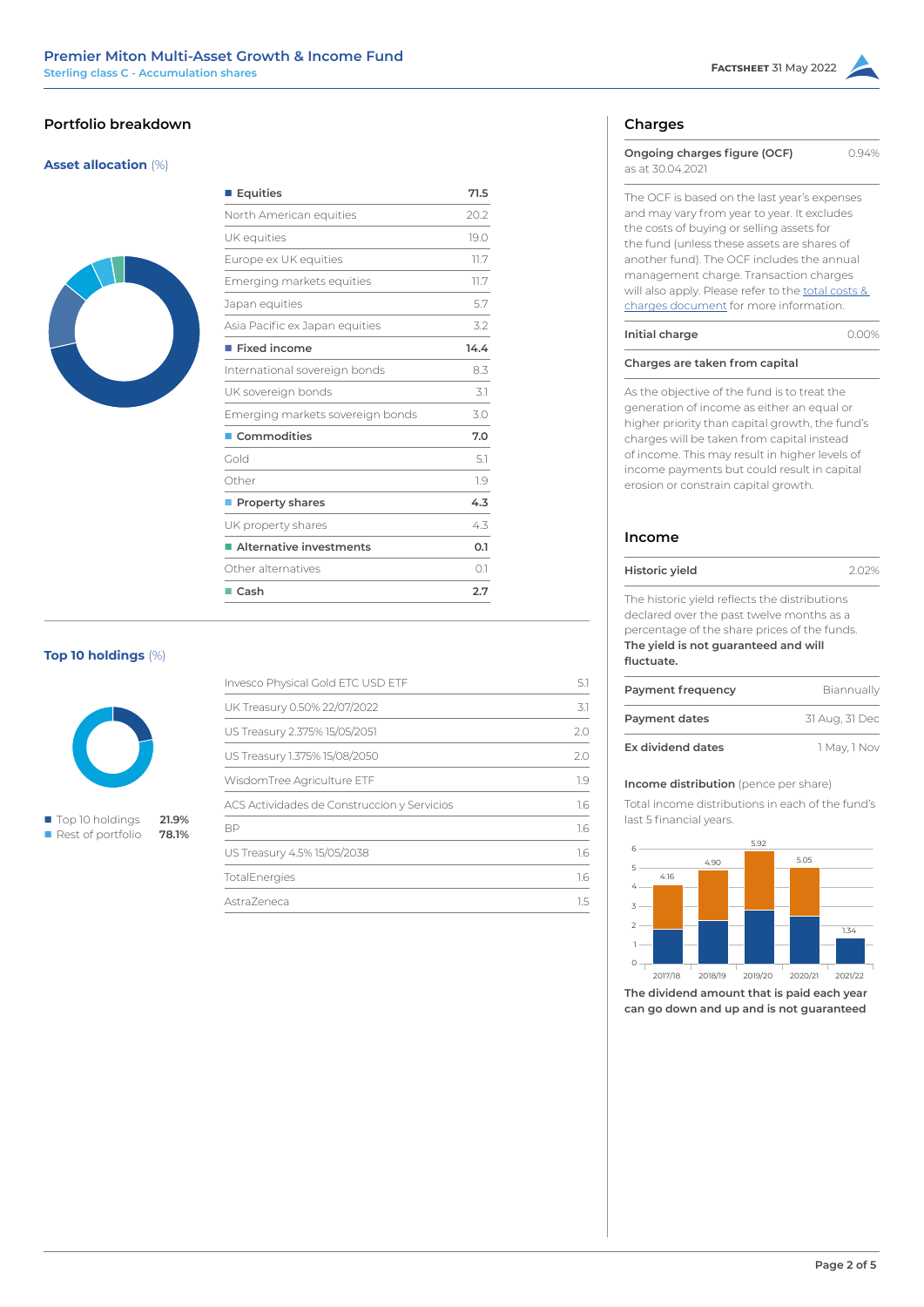## Portfolio breakdown

### Asset allocation (%)

| | |
|---|---|
| **Equities** | **71.5** |
| North American equities | 20.2 |
| UK equities | 19.0 |
| Europe ex UK equities | 11.7 |
| Emerging markets equities | 11.7 |
| Japan equities | 5.7 |
| Asia Pacific ex Japan equities | 3.2 |
| **Fixed income** | **14.4** |
| International sovereign bonds | 8.3 |
| UK sovereign bonds | 3.1 |
| Emerging markets sovereign bonds | 3.0 |
| **Commodities** | **7.0** |
| Gold | 5.1 |
| Other | 1.9 |
| **Property shares** | **4.3** |
| UK property shares | 4.3 |
| **Alternative investments** | **0.1** |
| Other alternatives | 0.1 |
| **Cash** | **2.7** |

### Top 10 holdings (%)

| | |
|---|---|
| Top 10 holdings | 21.9% |
| Rest of portfolio | 78.1% |

| | |
|---|---|
| Invesco Physical Gold ETC USD ETF | 5.1 |
| UK Treasury 0.50% 22/07/2022 | 3.1 |
| US Treasury 2.375% 15/05/2051 | 2.0 |
| US Treasury 1.375% 15/08/2050 | 2.0 |
| WisdomTree Agriculture ETF | 1.9 |
| ACS Actividades de Construccion y Servicios | 1.6 |
| BP | 1.6 |
| US Treasury 4.5% 15/05/2038 | 1.6 |
| TotalEnergies | 1.6 |
| AstraZeneca | 1.5 |

## Charges

| | |
|---|---|
| **Ongoing charges figure (OCF)** as at 30.04.2021 | 0.94% |

The OCF is based on the last year's expenses and may vary from year to year. It excludes the costs of buying or selling assets for the fund (unless these assets are shares of another fund). The OCF includes the annual management charge. Transaction charges will also apply. Please refer to the total costs & charges document for more information.

| | |
|---|---|
| **Initial charge** | 0.00% |

**Charges are taken from capital**

As the objective of the fund is to treat the generation of income as either an equal or higher priority than capital growth, the fund's charges will be taken from capital instead of income. This may result in higher levels of income payments but could result in capital erosion or constrain capital growth.

## Income

| | |
|---|---|
| **Historic yield** | 2.02% |

The historic yield reflects the distributions declared over the past twelve months as a percentage of the share prices of the funds. **The yield is not guaranteed and will fluctuate.**

| | |
|---|---|
| **Payment frequency** | Biannually |
| **Payment dates** | 31 Aug, 31 Dec |
| **Ex dividend dates** | 1 May, 1 Nov |

**Income distribution** (pence per share)

Total income distributions in each of the fund's last 5 financial years.

| Year | 2017/18 | 2018/19 | 2019/20 | 2020/21 | 2021/22 |
|---|---|---|---|---|---|
| Total | 4.16 | 4.90 | 5.92 | 5.05 | 1.34 |

**The dividend amount that is paid each year can go down and up and is not guaranteed**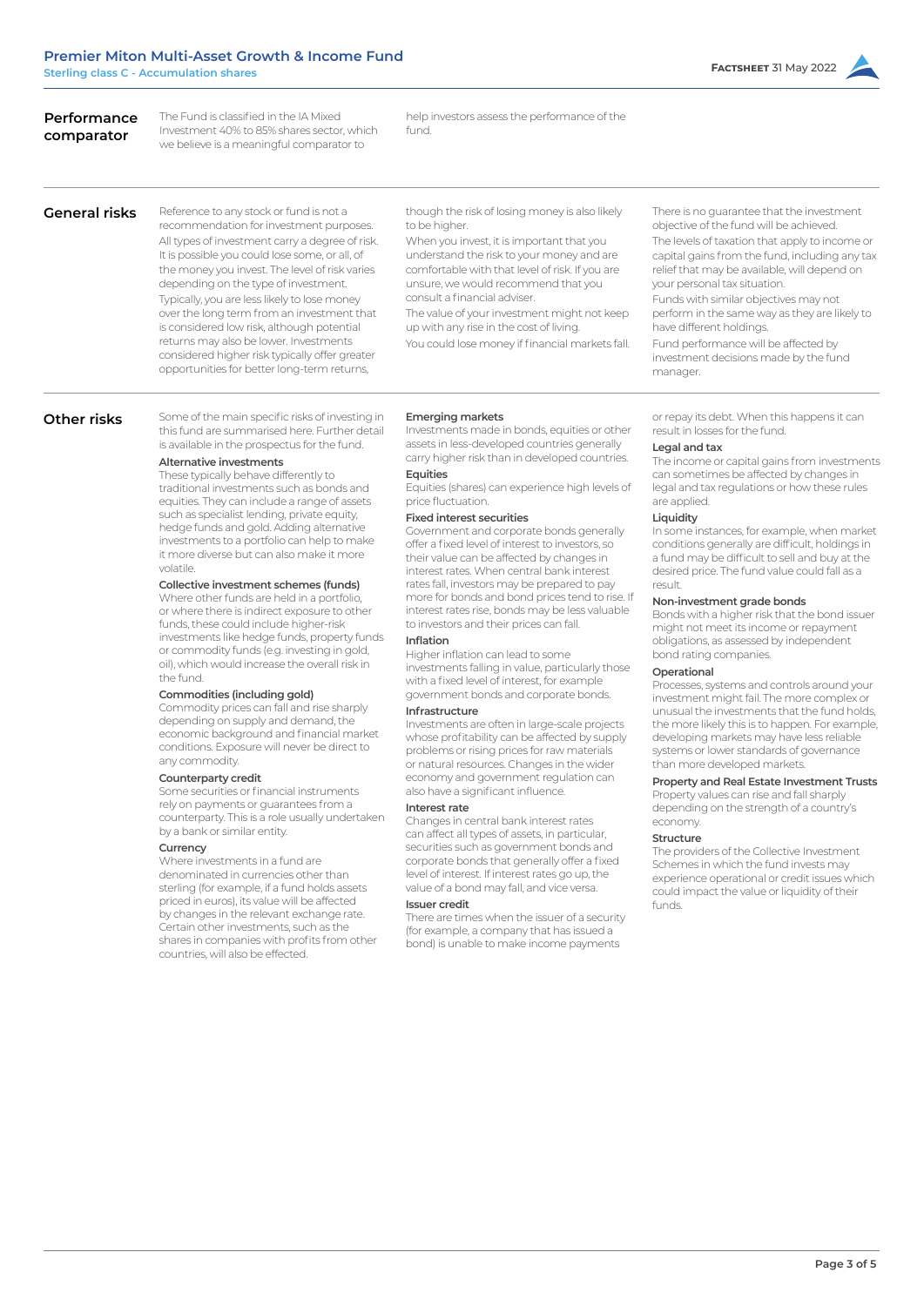## Performance comparator

The Fund is classified in the IA Mixed Investment 40% to 85% shares sector, which we believe is a meaningful comparator to help investors assess the performance of the fund.

## General risks

Reference to any stock or fund is not a recommendation for investment purposes.

All types of investment carry a degree of risk. It is possible you could lose some, or all, of the money you invest. The level of risk varies depending on the type of investment.

Typically, you are less likely to lose money over the long term from an investment that is considered low risk, although potential returns may also be lower. Investments considered higher risk typically offer greater opportunities for better long-term returns, though the risk of losing money is also likely to be higher.

When you invest, it is important that you understand the risk to your money and are comfortable with that level of risk. If you are unsure, we would recommend that you consult a financial adviser.

The value of your investment might not keep up with any rise in the cost of living.

You could lose money if financial markets fall.

There is no guarantee that the investment objective of the fund will be achieved.

The levels of taxation that apply to income or capital gains from the fund, including any tax relief that may be available, will depend on your personal tax situation.

Funds with similar objectives may not perform in the same way as they are likely to have different holdings.

Fund performance will be affected by investment decisions made by the fund manager.

## Other risks

Some of the main specific risks of investing in this fund are summarised here. Further detail is available in the prospectus for the fund.

**Alternative investments**
These typically behave differently to traditional investments such as bonds and equities. They can include a range of assets such as specialist lending, private equity, hedge funds and gold. Adding alternative investments to a portfolio can help to make it more diverse but can also make it more volatile.

**Collective investment schemes (funds)**
Where other funds are held in a portfolio, or where there is indirect exposure to other funds, these could include higher-risk investments like hedge funds, property funds or commodity funds (e.g. investing in gold, oil), which would increase the overall risk in the fund.

**Commodities (including gold)**
Commodity prices can fall and rise sharply depending on supply and demand, the economic background and financial market conditions. Exposure will never be direct to any commodity.

**Counterparty credit**
Some securities or financial instruments rely on payments or guarantees from a counterparty. This is a role usually undertaken by a bank or similar entity.

**Currency**
Where investments in a fund are denominated in currencies other than sterling (for example, if a fund holds assets priced in euros), its value will be affected by changes in the relevant exchange rate. Certain other investments, such as the shares in companies with profits from other countries, will also be effected.

**Emerging markets**
Investments made in bonds, equities or other assets in less-developed countries generally carry higher risk than in developed countries.

**Equities**
Equities (shares) can experience high levels of price fluctuation.

**Fixed interest securities**
Government and corporate bonds generally offer a fixed level of interest to investors, so their value can be affected by changes in interest rates. When central bank interest rates fall, investors may be prepared to pay more for bonds and bond prices tend to rise. If interest rates rise, bonds may be less valuable to investors and their prices can fall.

**Inflation**
Higher inflation can lead to some investments falling in value, particularly those with a fixed level of interest, for example government bonds and corporate bonds.

**Infrastructure**
Investments are often in large-scale projects whose profitability can be affected by supply problems or rising prices for raw materials or natural resources. Changes in the wider economy and government regulation can also have a significant influence.

**Interest rate**
Changes in central bank interest rates can affect all types of assets, in particular, securities such as government bonds and corporate bonds that generally offer a fixed level of interest. If interest rates go up, the value of a bond may fall, and vice versa.

**Issuer credit**
There are times when the issuer of a security (for example, a company that has issued a bond) is unable to make income payments or repay its debt. When this happens it can result in losses for the fund.

**Legal and tax**
The income or capital gains from investments can sometimes be affected by changes in legal and tax regulations or how these rules are applied.

**Liquidity**
In some instances, for example, when market conditions generally are difficult, holdings in a fund may be difficult to sell and buy at the desired price. The fund value could fall as a result.

**Non-investment grade bonds**
Bonds with a higher risk that the bond issuer might not meet its income or repayment obligations, as assessed by independent bond rating companies.

**Operational**
Processes, systems and controls around your investment might fail. The more complex or unusual the investments that the fund holds, the more likely this is to happen. For example, developing markets may have less reliable systems or lower standards of governance than more developed markets.

**Property and Real Estate Investment Trusts**
Property values can rise and fall sharply depending on the strength of a country's economy.

**Structure**
The providers of the Collective Investment Schemes in which the fund invests may experience operational or credit issues which could impact the value or liquidity of their funds.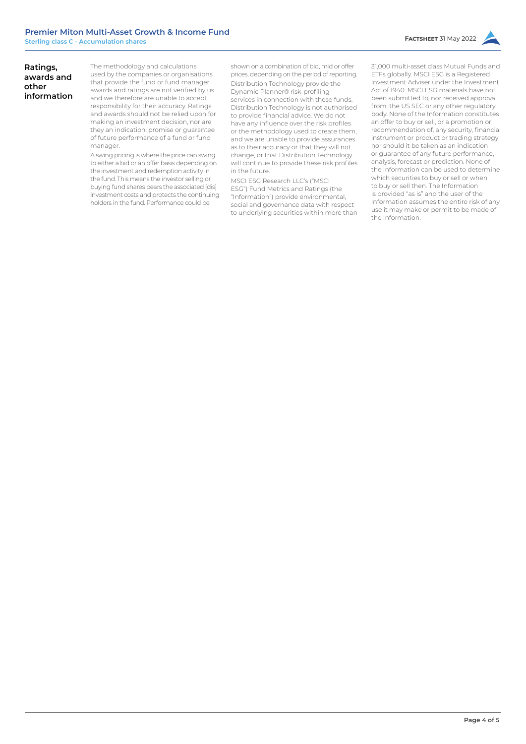## Ratings, awards and other information

The methodology and calculations used by the companies or organisations that provide the fund or fund manager awards and ratings are not verified by us and we therefore are unable to accept responsibility for their accuracy. Ratings and awards should not be relied upon for making an investment decision, nor are they an indication, promise or guarantee of future performance of a fund or fund manager.

A swing pricing is where the price can swing to either a bid or an offer basis depending on the investment and redemption activity in the fund. This means the investor selling or buying fund shares bears the associated [dis] investment costs and protects the continuing holders in the fund. Performance could be shown on a combination of bid, mid or offer prices, depending on the period of reporting.

Distribution Technology provide the Dynamic Planner® risk-profiling services in connection with these funds. Distribution Technology is not authorised to provide financial advice. We do not have any influence over the risk profiles or the methodology used to create them, and we are unable to provide assurances as to their accuracy or that they will not change, or that Distribution Technology will continue to provide these risk profiles in the future.

MSCI ESG Research LLC's ("MSCI ESG") Fund Metrics and Ratings (the "Information") provide environmental, social and governance data with respect to underlying securities within more than 31,000 multi-asset class Mutual Funds and ETFs globally. MSCI ESG is a Registered Investment Adviser under the Investment Act of 1940. MSCI ESG materials have not been submitted to, nor received approval from, the US SEC or any other regulatory body. None of the Information constitutes an offer to buy or sell, or a promotion or recommendation of, any security, financial instrument or product or trading strategy nor should it be taken as an indication or guarantee of any future performance, analysis, forecast or prediction. None of the Information can be used to determine which securities to buy or sell or when to buy or sell then. The Information is provided "as is" and the user of the Information assumes the entire risk of any use it may make or permit to be made of the Information.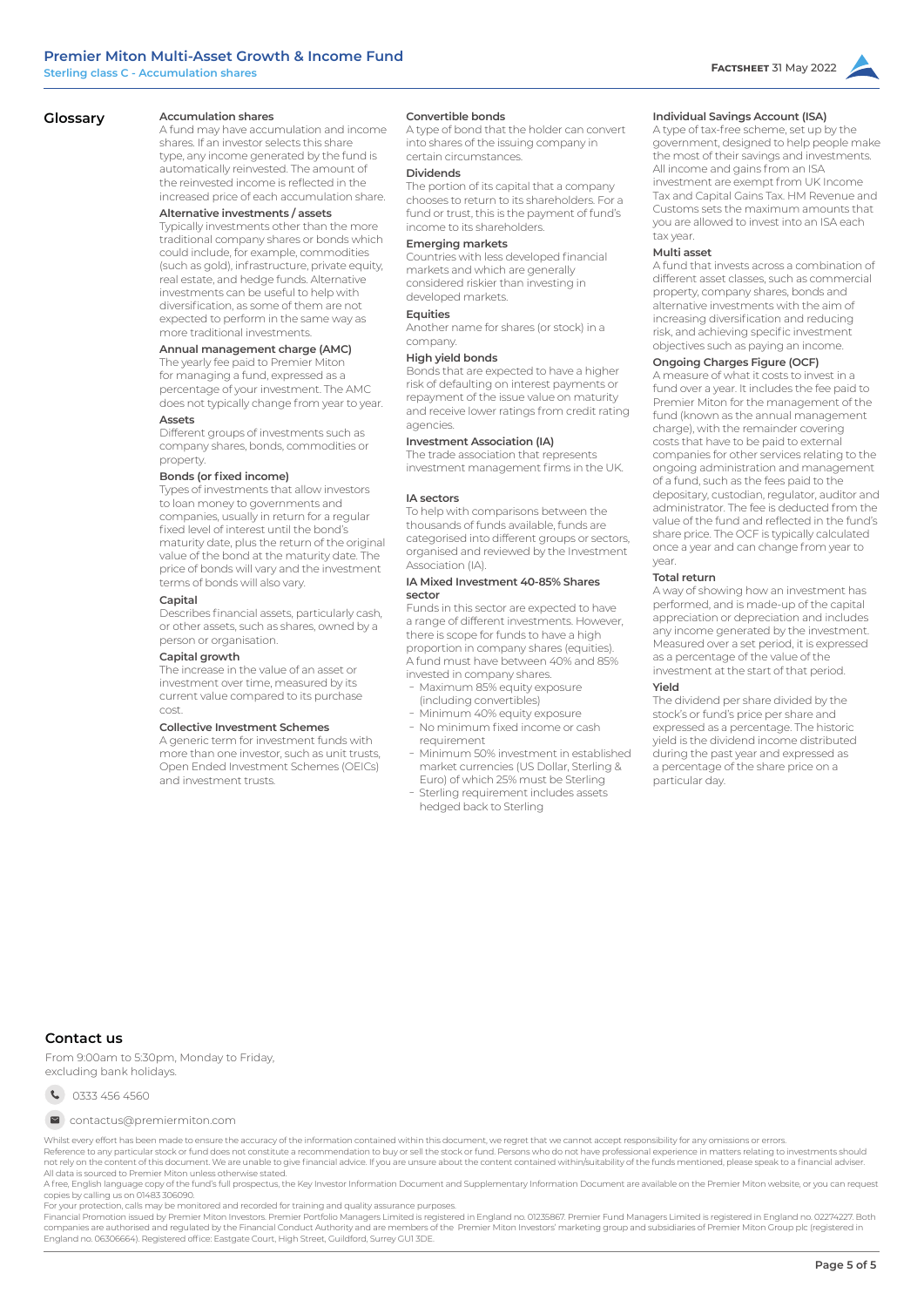## Glossary

### Accumulation shares
A fund may have accumulation and income shares. If an investor selects this share type, any income generated by the fund is automatically reinvested. The amount of the reinvested income is reflected in the increased price of each accumulation share.

### Alternative investments / assets
Typically investments other than the more traditional company shares or bonds which could include, for example, commodities (such as gold), infrastructure, private equity, real estate, and hedge funds. Alternative investments can be useful to help with diversification, as some of them are not expected to perform in the same way as more traditional investments.

### Annual management charge (AMC)
The yearly fee paid to Premier Miton for managing a fund, expressed as a percentage of your investment. The AMC does not typically change from year to year.

### Assets
Different groups of investments such as company shares, bonds, commodities or property.

### Bonds (or fixed income)
Types of investments that allow investors to loan money to governments and companies, usually in return for a regular fixed level of interest until the bond's maturity date, plus the return of the original value of the bond at the maturity date. The price of bonds will vary and the investment terms of bonds will also vary.

### Capital
Describes financial assets, particularly cash, or other assets, such as shares, owned by a person or organisation.

### Capital growth
The increase in the value of an asset or investment over time, measured by its current value compared to its purchase cost.

### Collective Investment Schemes
A generic term for investment funds with more than one investor, such as unit trusts, Open Ended Investment Schemes (OEICs) and investment trusts.

### Convertible bonds
A type of bond that the holder can convert into shares of the issuing company in certain circumstances.

### Dividends
The portion of its capital that a company chooses to return to its shareholders. For a fund or trust, this is the payment of fund's income to its shareholders.

### Emerging markets
Countries with less developed financial markets and which are generally considered riskier than investing in developed markets.

### Equities
Another name for shares (or stock) in a company.

### High yield bonds
Bonds that are expected to have a higher risk of defaulting on interest payments or repayment of the issue value on maturity and receive lower ratings from credit rating agencies.

### Investment Association (IA)
The trade association that represents investment management firms in the UK.

### IA sectors
To help with comparisons between the thousands of funds available, funds are categorised into different groups or sectors, organised and reviewed by the Investment Association (IA).

### IA Mixed Investment 40-85% Shares sector
Funds in this sector are expected to have a range of different investments. However, there is scope for funds to have a high proportion in company shares (equities). A fund must have between 40% and 85% invested in company shares.

- Maximum 85% equity exposure (including convertibles)
- Minimum 40% equity exposure
- No minimum fixed income or cash requirement
- Minimum 50% investment in established market currencies (US Dollar, Sterling & Euro) of which 25% must be Sterling
- Sterling requirement includes assets hedged back to Sterling

### Individual Savings Account (ISA)
A type of tax-free scheme, set up by the government, designed to help people make the most of their savings and investments. All income and gains from an ISA investment are exempt from UK Income Tax and Capital Gains Tax. HM Revenue and Customs sets the maximum amounts that you are allowed to invest into an ISA each tax year.

### Multi asset
A fund that invests across a combination of different asset classes, such as commercial property, company shares, bonds and alternative investments with the aim of increasing diversification and reducing risk, and achieving specific investment objectives such as paying an income.

### Ongoing Charges Figure (OCF)
A measure of what it costs to invest in a fund over a year. It includes the fee paid to Premier Miton for the management of the fund (known as the annual management charge), with the remainder covering costs that have to be paid to external companies for other services relating to the ongoing administration and management of a fund, such as the fees paid to the depositary, custodian, regulator, auditor and administrator. The fee is deducted from the value of the fund and reflected in the fund's share price. The OCF is typically calculated once a year and can change from year to year.

### Total return
A way of showing how an investment has performed, and is made-up of the capital appreciation or depreciation and includes any income generated by the investment. Measured over a set period, it is expressed as a percentage of the value of the investment at the start of that period.

### Yield
The dividend per share divided by the stock's or fund's price per share and expressed as a percentage. The historic yield is the dividend income distributed during the past year and expressed as a percentage of the share price on a particular day.

## Contact us

From 9:00am to 5:30pm, Monday to Friday, excluding bank holidays.

0333 456 4560

contactus@premiermiton.com

Whilst every effort has been made to ensure the accuracy of the information contained within this document, we regret that we cannot accept responsibility for any omissions or errors.
Reference to any particular stock or fund does not constitute a recommendation to buy or sell the stock or fund. Persons who do not have professional experience in matters relating to investments should not rely on the content of this document. We are unable to give financial advice. If you are unsure about the content contained within/suitability of the funds mentioned, please speak to a financial adviser.
All data is sourced to Premier Miton unless otherwise stated.
A free, English language copy of the fund's full prospectus, the Key Investor Information Document and Supplementary Information Document are available on the Premier Miton website, or you can request copies by calling us on 01483 306090.
For your protection, calls may be monitored and recorded for training and quality assurance purposes.
Financial Promotion issued by Premier Miton Investors. Premier Portfolio Managers Limited is registered in England no. 01235867. Premier Fund Managers Limited is registered in England no. 02274227. Both companies are authorised and regulated by the Financial Conduct Authority and are members of the Premier Miton Investors' marketing group and subsidiaries of Premier Miton Group plc (registered in England no. 06306664). Registered office: Eastgate Court, High Street, Guildford, Surrey GU1 3DE.